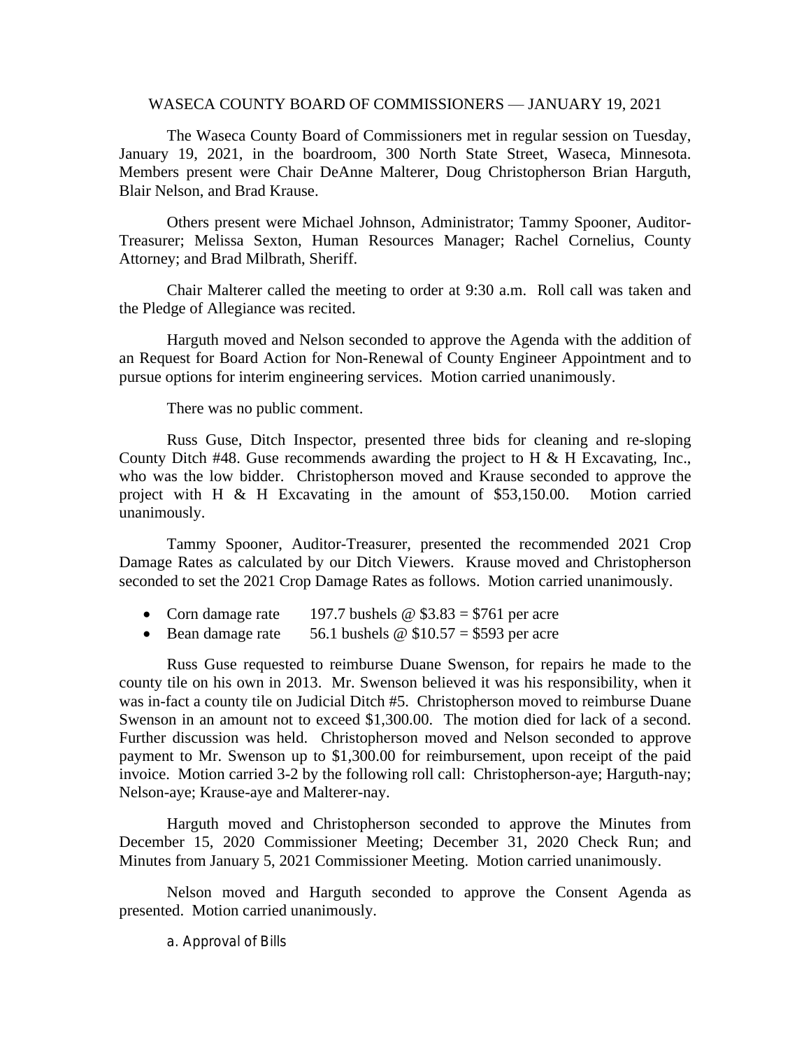# WASECA COUNTY BOARD OF COMMISSIONERS — JANUARY 19, 2021

The Waseca County Board of Commissioners met in regular session on Tuesday, January 19, 2021, in the boardroom, 300 North State Street, Waseca, Minnesota. Members present were Chair DeAnne Malterer, Doug Christopherson Brian Harguth, Blair Nelson, and Brad Krause.

Others present were Michael Johnson, Administrator; Tammy Spooner, Auditor-Treasurer; Melissa Sexton, Human Resources Manager; Rachel Cornelius, County Attorney; and Brad Milbrath, Sheriff.

Chair Malterer called the meeting to order at 9:30 a.m. Roll call was taken and the Pledge of Allegiance was recited.

Harguth moved and Nelson seconded to approve the Agenda with the addition of an Request for Board Action for Non-Renewal of County Engineer Appointment and to pursue options for interim engineering services. Motion carried unanimously.

There was no public comment.

Russ Guse, Ditch Inspector, presented three bids for cleaning and re-sloping County Ditch #48. Guse recommends awarding the project to H & H Excavating, Inc., who was the low bidder. Christopherson moved and Krause seconded to approve the project with H & H Excavating in the amount of $53,150.00. Motion carried unanimously.

Tammy Spooner, Auditor-Treasurer, presented the recommended 2021 Crop Damage Rates as calculated by our Ditch Viewers. Krause moved and Christopherson seconded to set the 2021 Crop Damage Rates as follows. Motion carried unanimously.

- Corn damage rate 197.7 bushels @ $3.83 = $761 per acre
- Bean damage rate 56.1 bushels @ $10.57 = $593 per acre

Russ Guse requested to reimburse Duane Swenson, for repairs he made to the county tile on his own in 2013. Mr. Swenson believed it was his responsibility, when it was in-fact a county tile on Judicial Ditch #5. Christopherson moved to reimburse Duane Swenson in an amount not to exceed $1,300.00. The motion died for lack of a second. Further discussion was held. Christopherson moved and Nelson seconded to approve payment to Mr. Swenson up to $1,300.00 for reimbursement, upon receipt of the paid invoice. Motion carried 3-2 by the following roll call: Christopherson-aye; Harguth-nay; Nelson-aye; Krause-aye and Malterer-nay.

Harguth moved and Christopherson seconded to approve the Minutes from December 15, 2020 Commissioner Meeting; December 31, 2020 Check Run; and Minutes from January 5, 2021 Commissioner Meeting. Motion carried unanimously.

Nelson moved and Harguth seconded to approve the Consent Agenda as presented. Motion carried unanimously.

a. Approval of Bills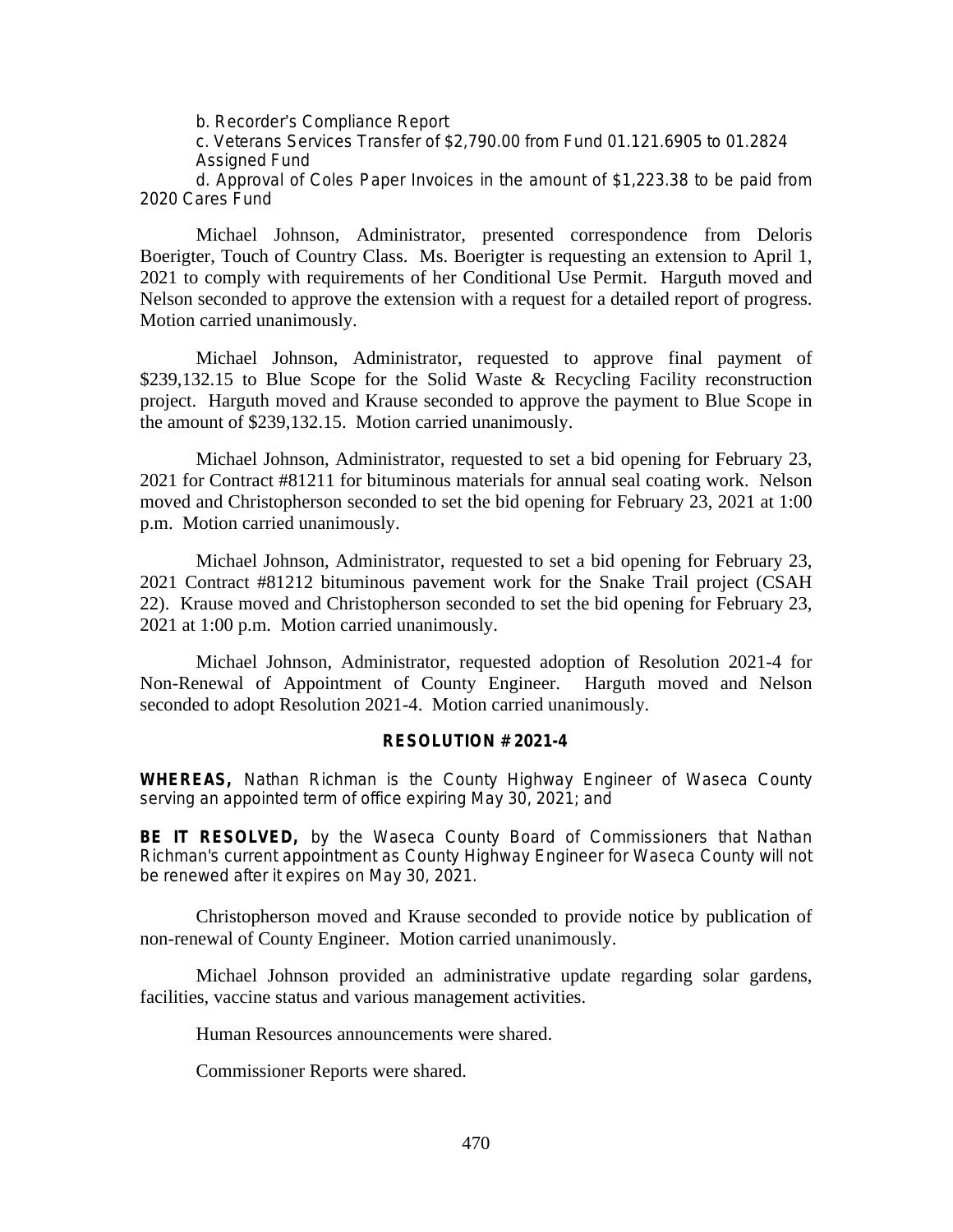b. Recorder's Compliance Report

c. Veterans Services Transfer of $2,790.00 from Fund 01.121.6905 to 01.2824 Assigned Fund

d. Approval of Coles Paper Invoices in the amount of $1,223.38 to be paid from 2020 Cares Fund

Michael Johnson, Administrator, presented correspondence from Deloris Boerigter, Touch of Country Class. Ms. Boerigter is requesting an extension to April 1, 2021 to comply with requirements of her Conditional Use Permit. Harguth moved and Nelson seconded to approve the extension with a request for a detailed report of progress. Motion carried unanimously.

Michael Johnson, Administrator, requested to approve final payment of $239,132.15 to Blue Scope for the Solid Waste & Recycling Facility reconstruction project. Harguth moved and Krause seconded to approve the payment to Blue Scope in the amount of $239,132.15. Motion carried unanimously.

Michael Johnson, Administrator, requested to set a bid opening for February 23, 2021 for Contract #81211 for bituminous materials for annual seal coating work. Nelson moved and Christopherson seconded to set the bid opening for February 23, 2021 at 1:00 p.m. Motion carried unanimously.

Michael Johnson, Administrator, requested to set a bid opening for February 23, 2021 Contract #81212 bituminous pavement work for the Snake Trail project (CSAH 22). Krause moved and Christopherson seconded to set the bid opening for February 23, 2021 at 1:00 p.m. Motion carried unanimously.

Michael Johnson, Administrator, requested adoption of Resolution 2021-4 for Non-Renewal of Appointment of County Engineer. Harguth moved and Nelson seconded to adopt Resolution 2021-4. Motion carried unanimously.

**RESOLUTION # 2021-4**

**WHEREAS,** Nathan Richman is the County Highway Engineer of Waseca County serving an appointed term of office expiring May 30, 2021; and

**BE IT RESOLVED,** by the Waseca County Board of Commissioners that Nathan Richman's current appointment as County Highway Engineer for Waseca County will not be renewed after it expires on May 30, 2021.

Christopherson moved and Krause seconded to provide notice by publication of non-renewal of County Engineer. Motion carried unanimously.

Michael Johnson provided an administrative update regarding solar gardens, facilities, vaccine status and various management activities.

Human Resources announcements were shared.

Commissioner Reports were shared.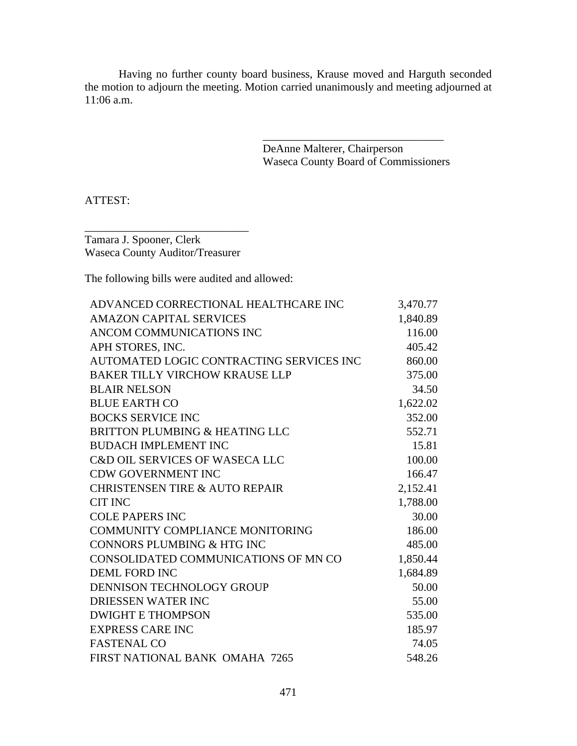Having no further county board business, Krause moved and Harguth seconded the motion to adjourn the meeting. Motion carried unanimously and meeting adjourned at 11:06 a.m.

\_\_\_\_\_\_\_\_\_\_\_\_\_\_\_\_\_\_\_\_\_\_\_\_\_\_\_\_\_\_\_\_
DeAnne Malterer, Chairperson
Waseca County Board of Commissioners

ATTEST:

\_\_\_\_\_\_\_\_\_\_\_\_\_\_\_\_\_\_\_\_\_\_\_\_\_\_\_\_\_\_
Tamara J. Spooner, Clerk
Waseca County Auditor/Treasurer

The following bills were audited and allowed:

| | |
|---|---:|
| ADVANCED CORRECTIONAL HEALTHCARE INC | 3,470.77 |
| AMAZON CAPITAL SERVICES | 1,840.89 |
| ANCOM COMMUNICATIONS INC | 116.00 |
| APH STORES, INC. | 405.42 |
| AUTOMATED LOGIC CONTRACTING SERVICES INC | 860.00 |
| BAKER TILLY VIRCHOW KRAUSE LLP | 375.00 |
| BLAIR NELSON | 34.50 |
| BLUE EARTH CO | 1,622.02 |
| BOCKS SERVICE INC | 352.00 |
| BRITTON PLUMBING & HEATING LLC | 552.71 |
| BUDACH IMPLEMENT INC | 15.81 |
| C&D OIL SERVICES OF WASECA LLC | 100.00 |
| CDW GOVERNMENT INC | 166.47 |
| CHRISTENSEN TIRE & AUTO REPAIR | 2,152.41 |
| CIT INC | 1,788.00 |
| COLE PAPERS INC | 30.00 |
| COMMUNITY COMPLIANCE MONITORING | 186.00 |
| CONNORS PLUMBING & HTG INC | 485.00 |
| CONSOLIDATED COMMUNICATIONS OF MN CO | 1,850.44 |
| DEML FORD INC | 1,684.89 |
| DENNISON TECHNOLOGY GROUP | 50.00 |
| DRIESSEN WATER INC | 55.00 |
| DWIGHT E THOMPSON | 535.00 |
| EXPRESS CARE INC | 185.97 |
| FASTENAL CO | 74.05 |
| FIRST NATIONAL BANK OMAHA 7265 | 548.26 |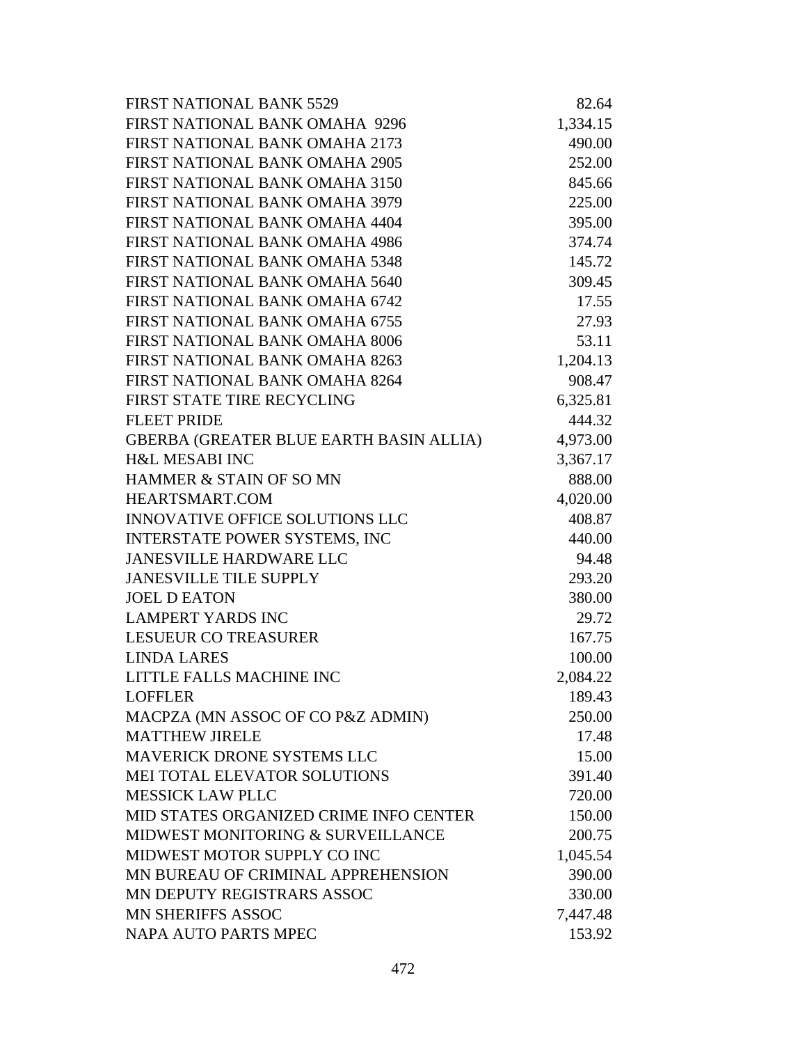| | |
|---|---:|
| FIRST NATIONAL BANK 5529 | 82.64 |
| FIRST NATIONAL BANK OMAHA 9296 | 1,334.15 |
| FIRST NATIONAL BANK OMAHA 2173 | 490.00 |
| FIRST NATIONAL BANK OMAHA 2905 | 252.00 |
| FIRST NATIONAL BANK OMAHA 3150 | 845.66 |
| FIRST NATIONAL BANK OMAHA 3979 | 225.00 |
| FIRST NATIONAL BANK OMAHA 4404 | 395.00 |
| FIRST NATIONAL BANK OMAHA 4986 | 374.74 |
| FIRST NATIONAL BANK OMAHA 5348 | 145.72 |
| FIRST NATIONAL BANK OMAHA 5640 | 309.45 |
| FIRST NATIONAL BANK OMAHA 6742 | 17.55 |
| FIRST NATIONAL BANK OMAHA 6755 | 27.93 |
| FIRST NATIONAL BANK OMAHA 8006 | 53.11 |
| FIRST NATIONAL BANK OMAHA 8263 | 1,204.13 |
| FIRST NATIONAL BANK OMAHA 8264 | 908.47 |
| FIRST STATE TIRE RECYCLING | 6,325.81 |
| FLEET PRIDE | 444.32 |
| GBERBA (GREATER BLUE EARTH BASIN ALLIA) | 4,973.00 |
| H&L MESABI INC | 3,367.17 |
| HAMMER & STAIN OF SO MN | 888.00 |
| HEARTSMART.COM | 4,020.00 |
| INNOVATIVE OFFICE SOLUTIONS LLC | 408.87 |
| INTERSTATE POWER SYSTEMS, INC | 440.00 |
| JANESVILLE HARDWARE LLC | 94.48 |
| JANESVILLE TILE SUPPLY | 293.20 |
| JOEL D EATON | 380.00 |
| LAMPERT YARDS INC | 29.72 |
| LESUEUR CO TREASURER | 167.75 |
| LINDA LARES | 100.00 |
| LITTLE FALLS MACHINE INC | 2,084.22 |
| LOFFLER | 189.43 |
| MACPZA (MN ASSOC OF CO P&Z ADMIN) | 250.00 |
| MATTHEW JIRELE | 17.48 |
| MAVERICK DRONE SYSTEMS LLC | 15.00 |
| MEI TOTAL ELEVATOR SOLUTIONS | 391.40 |
| MESSICK LAW PLLC | 720.00 |
| MID STATES ORGANIZED CRIME INFO CENTER | 150.00 |
| MIDWEST MONITORING & SURVEILLANCE | 200.75 |
| MIDWEST MOTOR SUPPLY CO INC | 1,045.54 |
| MN BUREAU OF CRIMINAL APPREHENSION | 390.00 |
| MN DEPUTY REGISTRARS ASSOC | 330.00 |
| MN SHERIFFS ASSOC | 7,447.48 |
| NAPA AUTO PARTS MPEC | 153.92 |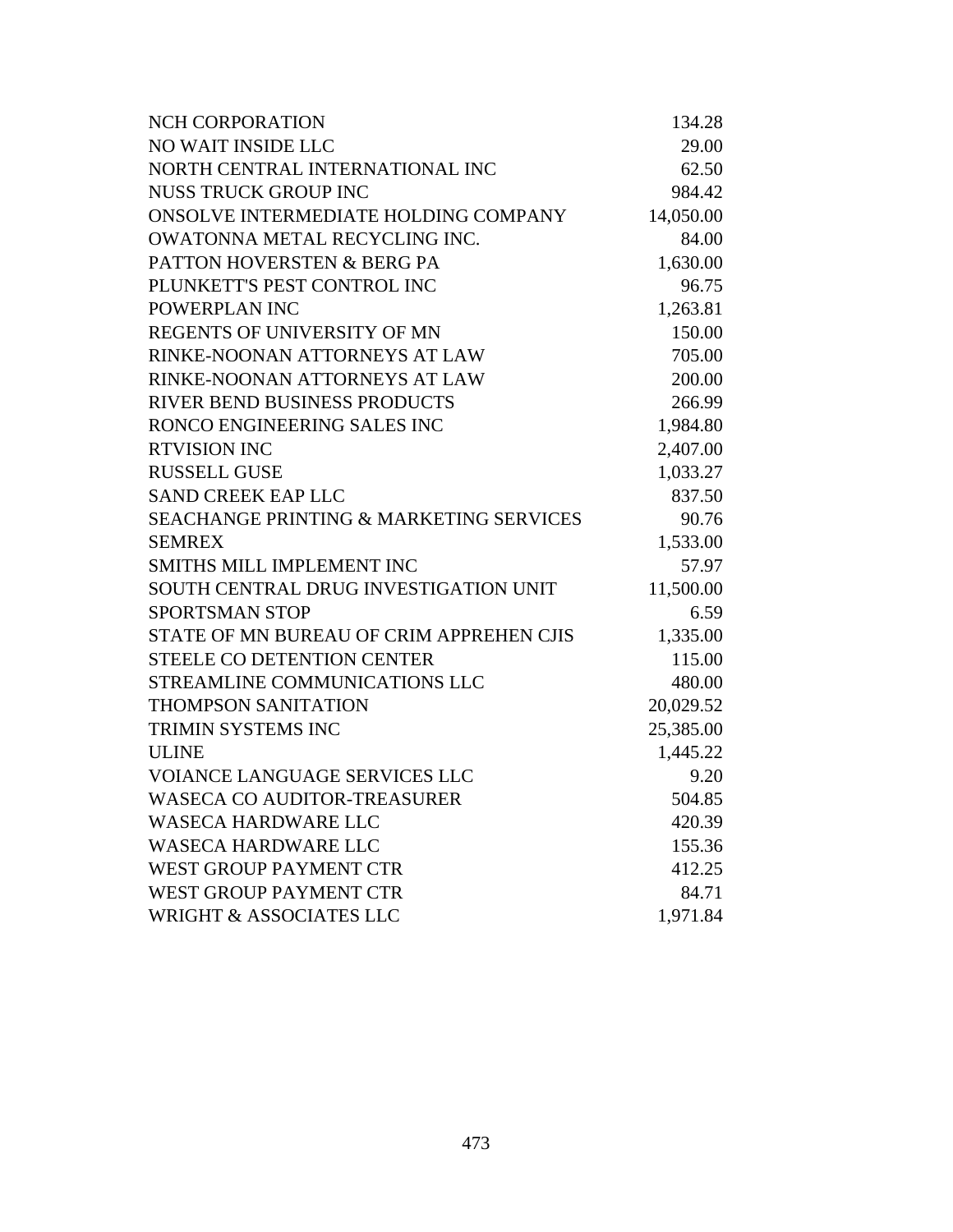| | |
|---|---|
| NCH CORPORATION | 134.28 |
| NO WAIT INSIDE LLC | 29.00 |
| NORTH CENTRAL INTERNATIONAL INC | 62.50 |
| NUSS TRUCK GROUP INC | 984.42 |
| ONSOLVE INTERMEDIATE HOLDING COMPANY | 14,050.00 |
| OWATONNA METAL RECYCLING INC. | 84.00 |
| PATTON HOVERSTEN & BERG PA | 1,630.00 |
| PLUNKETT'S PEST CONTROL INC | 96.75 |
| POWERPLAN INC | 1,263.81 |
| REGENTS OF UNIVERSITY OF MN | 150.00 |
| RINKE-NOONAN ATTORNEYS AT LAW | 705.00 |
| RINKE-NOONAN ATTORNEYS AT LAW | 200.00 |
| RIVER BEND BUSINESS PRODUCTS | 266.99 |
| RONCO ENGINEERING SALES INC | 1,984.80 |
| RTVISION INC | 2,407.00 |
| RUSSELL GUSE | 1,033.27 |
| SAND CREEK EAP LLC | 837.50 |
| SEACHANGE PRINTING & MARKETING SERVICES | 90.76 |
| SEMREX | 1,533.00 |
| SMITHS MILL IMPLEMENT INC | 57.97 |
| SOUTH CENTRAL DRUG INVESTIGATION UNIT | 11,500.00 |
| SPORTSMAN STOP | 6.59 |
| STATE OF MN BUREAU OF CRIM APPREHEN CJIS | 1,335.00 |
| STEELE CO DETENTION CENTER | 115.00 |
| STREAMLINE COMMUNICATIONS LLC | 480.00 |
| THOMPSON SANITATION | 20,029.52 |
| TRIMIN SYSTEMS INC | 25,385.00 |
| ULINE | 1,445.22 |
| VOIANCE LANGUAGE SERVICES LLC | 9.20 |
| WASECA CO AUDITOR-TREASURER | 504.85 |
| WASECA HARDWARE LLC | 420.39 |
| WASECA HARDWARE LLC | 155.36 |
| WEST GROUP PAYMENT CTR | 412.25 |
| WEST GROUP PAYMENT CTR | 84.71 |
| WRIGHT & ASSOCIATES LLC | 1,971.84 |